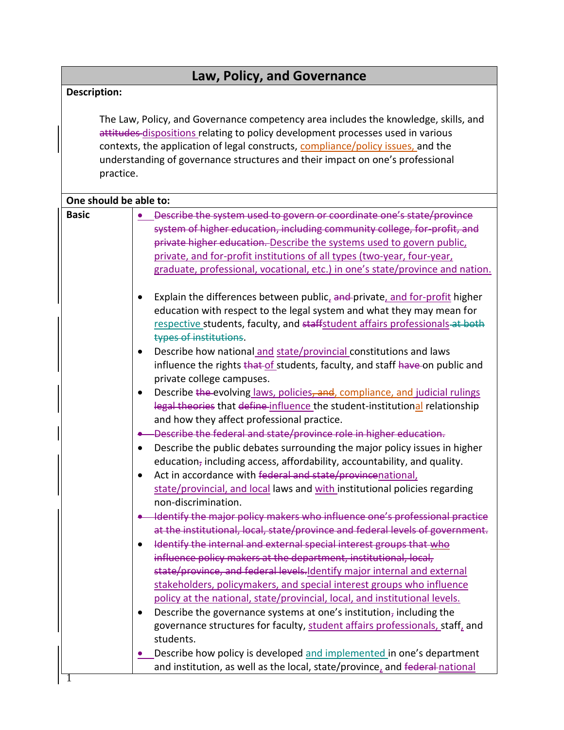# Law, Policy, and Governance

**Description:**

The Law, Policy, and Governance competency area includes the knowledge, skills, and ~~attitudes~~ dispositions relating to policy development processes used in various contexts, the application of legal constructs, compliance/policy issues, and the understanding of governance structures and their impact on one's professional practice.

**One should be able to:**

**Basic**

- ~~Describe the system used to govern or coordinate one's state/province system of higher education, including community college, for-profit, and private higher education.~~ Describe the systems used to govern public, private, and for-profit institutions of all types (two-year, four-year, graduate, professional, vocational, etc.) in one's state/province and nation.
- Explain the differences between public, ~~and~~ private, and for-profit higher education with respect to the legal system and what they may mean for respective students, faculty, and ~~staff~~student affairs professionals ~~at both types of institutions~~.
- Describe how national and state/provincial constitutions and laws influence the rights ~~that~~ of students, faculty, and staff ~~have~~ on public and private college campuses.
- Describe ~~the~~ evolving laws, policies~~, and~~, compliance, and judicial rulings ~~legal theories~~ that ~~define~~ influence the student-institutional relationship and how they affect professional practice.
- ~~Describe the federal and state/province role in higher education.~~
- Describe the public debates surrounding the major policy issues in higher education~~,~~ including access, affordability, accountability, and quality.
- Act in accordance with ~~federal and state/province~~national, state/provincial, and local laws and with institutional policies regarding non-discrimination.
- ~~Identify the major policy makers who influence one's professional practice at the institutional, local, state/province and federal levels of government.~~
- ~~Identify the internal and external special interest groups that~~ who ~~influence policy makers at the department, institutional, local, state/province, and federal levels.~~Identify major internal and external stakeholders, policymakers, and special interest groups who influence policy at the national, state/provincial, local, and institutional levels.
- Describe the governance systems at one's institution~~,~~ including the governance structures for faculty, student affairs professionals, staff, and students.
- Describe how policy is developed and implemented in one's department and institution, as well as the local, state/province, and ~~federal~~ national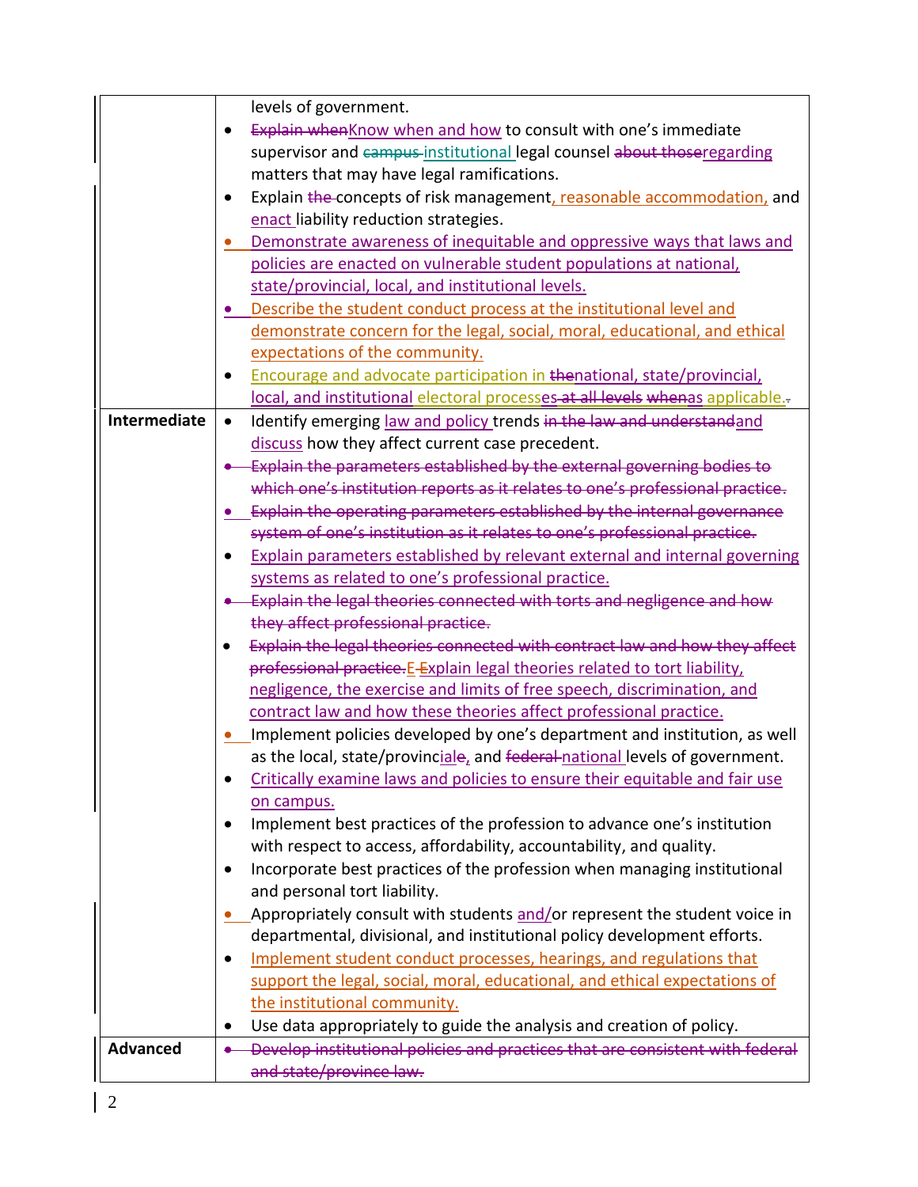| | |
|---|---|
| | levels of government.<br>• ~~Explain when~~Know when and how to consult with one's immediate supervisor and ~~campus~~ institutional legal counsel ~~about those~~regarding matters that may have legal ramifications.<br>• Explain ~~the~~ concepts of risk management, reasonable accommodation, and enact liability reduction strategies.<br>• Demonstrate awareness of inequitable and oppressive ways that laws and policies are enacted on vulnerable student populations at national, state/provincial, local, and institutional levels.<br>• Describe the student conduct process at the institutional level and demonstrate concern for the legal, social, moral, educational, and ethical expectations of the community.<br>• Encourage and advocate participation in ~~the~~national, state/provincial, local, and institutional electoral processes~~ at all levels~~ ~~when~~as applicable.~~.~~ |
| **Intermediate** | • Identify emerging law and policy trends ~~in the law and understand~~and discuss how they affect current case precedent.<br>• ~~Explain the parameters established by the external governing bodies to which one's institution reports as it relates to one's professional practice.~~<br>• ~~Explain the operating parameters established by the internal governance system of one's institution as it relates to one's professional practice.~~<br>• Explain parameters established by relevant external and internal governing systems as related to one's professional practice.<br>• ~~Explain the legal theories connected with torts and negligence and how they affect professional practice.~~<br>• ~~Explain the legal theories connected with contract law and how they affect professional practice.~~E~~E~~xplain legal theories related to tort liability, negligence, the exercise and limits of free speech, discrimination, and contract law and how these theories affect professional practice.<br>• Implement policies developed by one's department and institution, as well as the local, state/provincial~~e~~, and ~~federal~~ national levels of government.<br>• Critically examine laws and policies to ensure their equitable and fair use on campus.<br>• Implement best practices of the profession to advance one's institution with respect to access, affordability, accountability, and quality.<br>• Incorporate best practices of the profession when managing institutional and personal tort liability.<br>• Appropriately consult with students and/or represent the student voice in departmental, divisional, and institutional policy development efforts.<br>• Implement student conduct processes, hearings, and regulations that support the legal, social, moral, educational, and ethical expectations of the institutional community.<br>• Use data appropriately to guide the analysis and creation of policy. |
| **Advanced** | • ~~Develop institutional policies and practices that are consistent with federal and state/province law.~~ |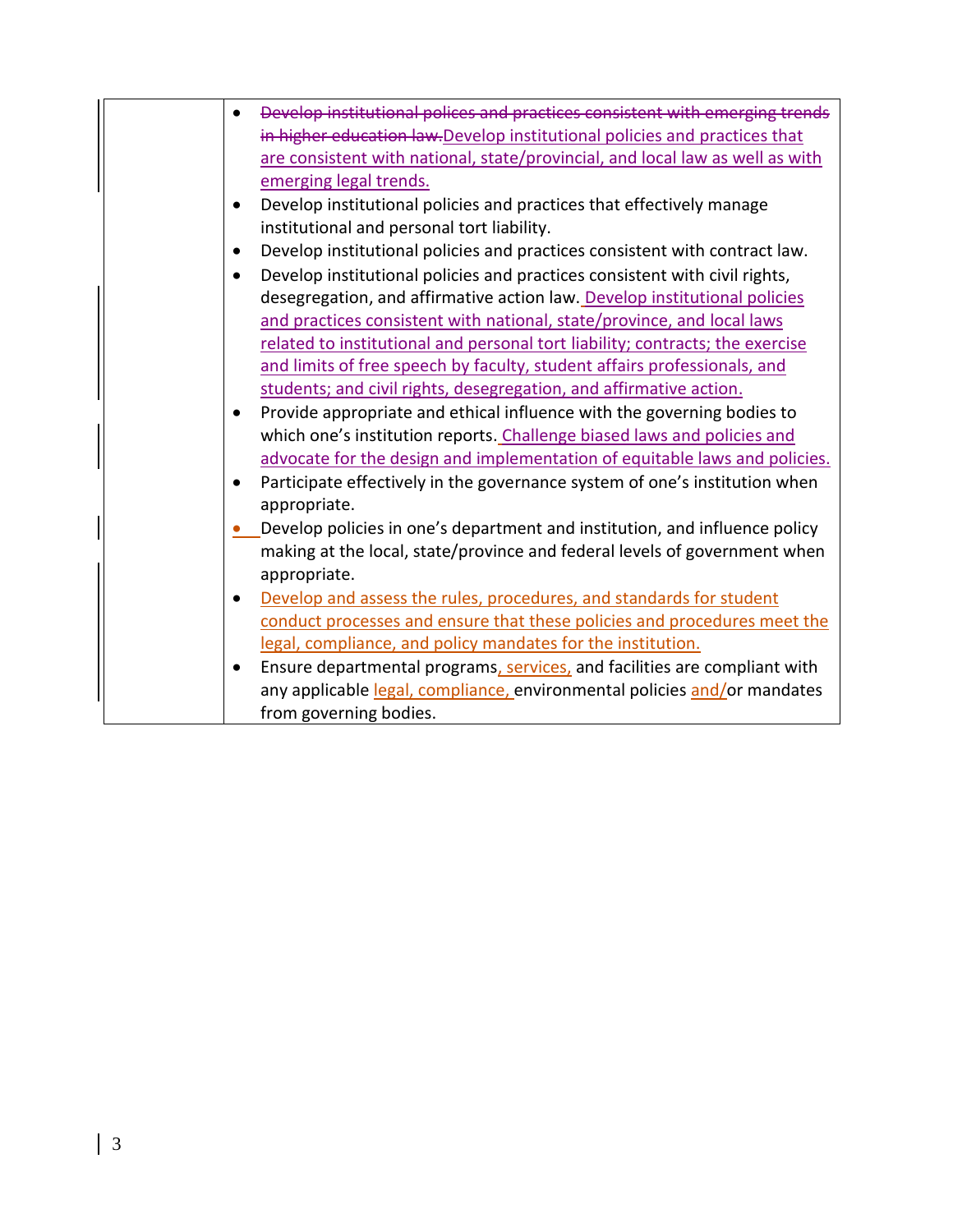| | |
|---|---|
| | • ~~Develop institutional polices and practices consistent with emerging trends in higher education law.~~Develop institutional policies and practices that are consistent with national, state/provincial, and local law as well as with emerging legal trends.<br>• Develop institutional policies and practices that effectively manage institutional and personal tort liability.<br>• Develop institutional policies and practices consistent with contract law.<br>• Develop institutional policies and practices consistent with civil rights, desegregation, and affirmative action law. Develop institutional policies and practices consistent with national, state/province, and local laws related to institutional and personal tort liability; contracts; the exercise and limits of free speech by faculty, student affairs professionals, and students; and civil rights, desegregation, and affirmative action.<br>• Provide appropriate and ethical influence with the governing bodies to which one's institution reports. Challenge biased laws and policies and advocate for the design and implementation of equitable laws and policies.<br>• Participate effectively in the governance system of one's institution when appropriate.<br>• Develop policies in one's department and institution, and influence policy making at the local, state/province and federal levels of government when appropriate.<br>• Develop and assess the rules, procedures, and standards for student conduct processes and ensure that these policies and procedures meet the legal, compliance, and policy mandates for the institution.<br>• Ensure departmental programs, services, and facilities are compliant with any applicable legal, compliance, environmental policies and/or mandates from governing bodies. |